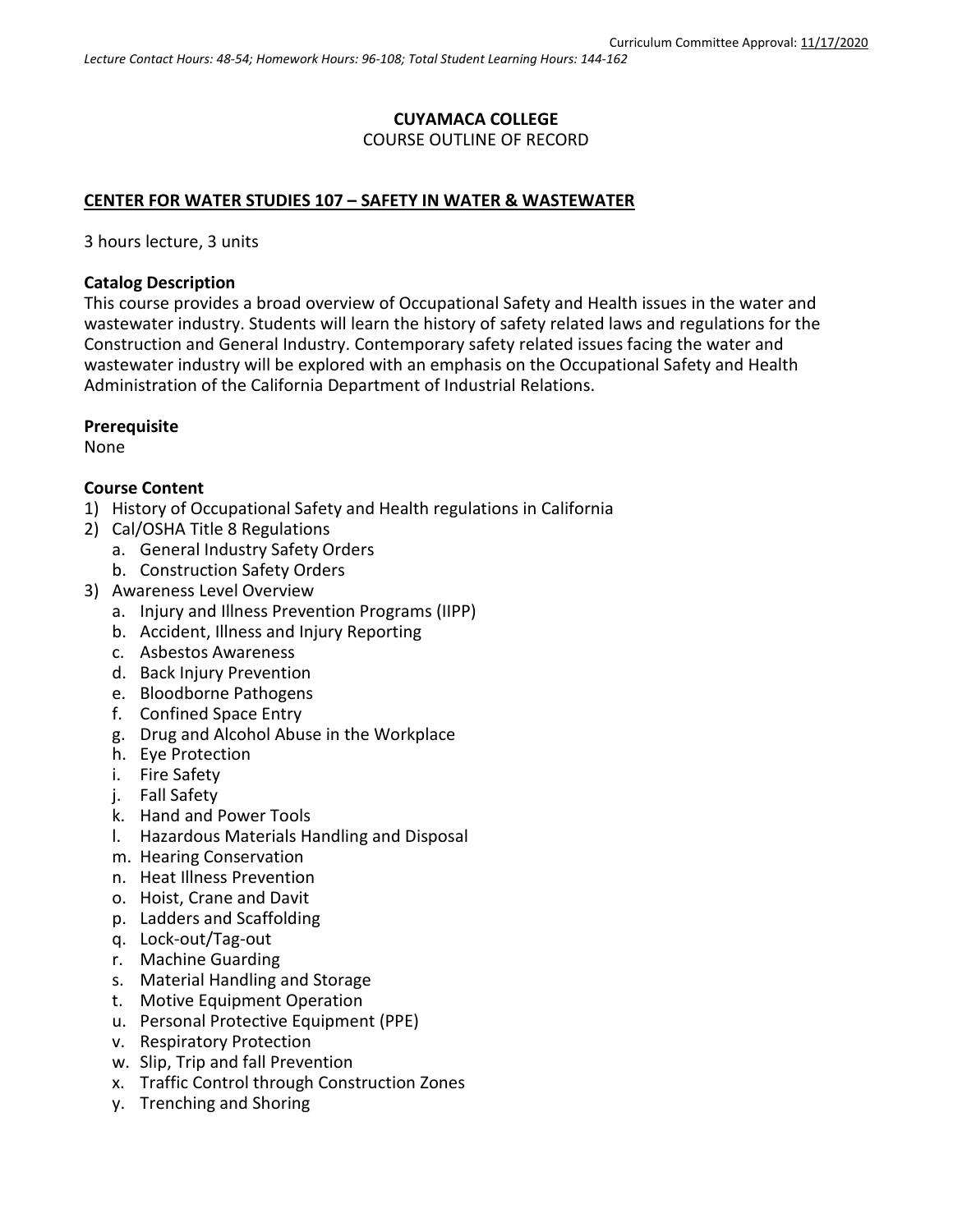Curriculum Committee Approval: 11/17/2020

*Lecture Contact Hours: 48-54; Homework Hours: 96-108; Total Student Learning Hours: 144-162*

**CUYAMACA COLLEGE**
COURSE OUTLINE OF RECORD

**CENTER FOR WATER STUDIES 107 – SAFETY IN WATER & WASTEWATER**

3 hours lecture, 3 units

**Catalog Description**
This course provides a broad overview of Occupational Safety and Health issues in the water and wastewater industry. Students will learn the history of safety related laws and regulations for the Construction and General Industry. Contemporary safety related issues facing the water and wastewater industry will be explored with an emphasis on the Occupational Safety and Health Administration of the California Department of Industrial Relations.

**Prerequisite**
None

**Course Content**
1) History of Occupational Safety and Health regulations in California
2) Cal/OSHA Title 8 Regulations
   a. General Industry Safety Orders
   b. Construction Safety Orders
3) Awareness Level Overview
   a. Injury and Illness Prevention Programs (IIPP)
   b. Accident, Illness and Injury Reporting
   c. Asbestos Awareness
   d. Back Injury Prevention
   e. Bloodborne Pathogens
   f. Confined Space Entry
   g. Drug and Alcohol Abuse in the Workplace
   h. Eye Protection
   i. Fire Safety
   j. Fall Safety
   k. Hand and Power Tools
   l. Hazardous Materials Handling and Disposal
   m. Hearing Conservation
   n. Heat Illness Prevention
   o. Hoist, Crane and Davit
   p. Ladders and Scaffolding
   q. Lock-out/Tag-out
   r. Machine Guarding
   s. Material Handling and Storage
   t. Motive Equipment Operation
   u. Personal Protective Equipment (PPE)
   v. Respiratory Protection
   w. Slip, Trip and fall Prevention
   x. Traffic Control through Construction Zones
   y. Trenching and Shoring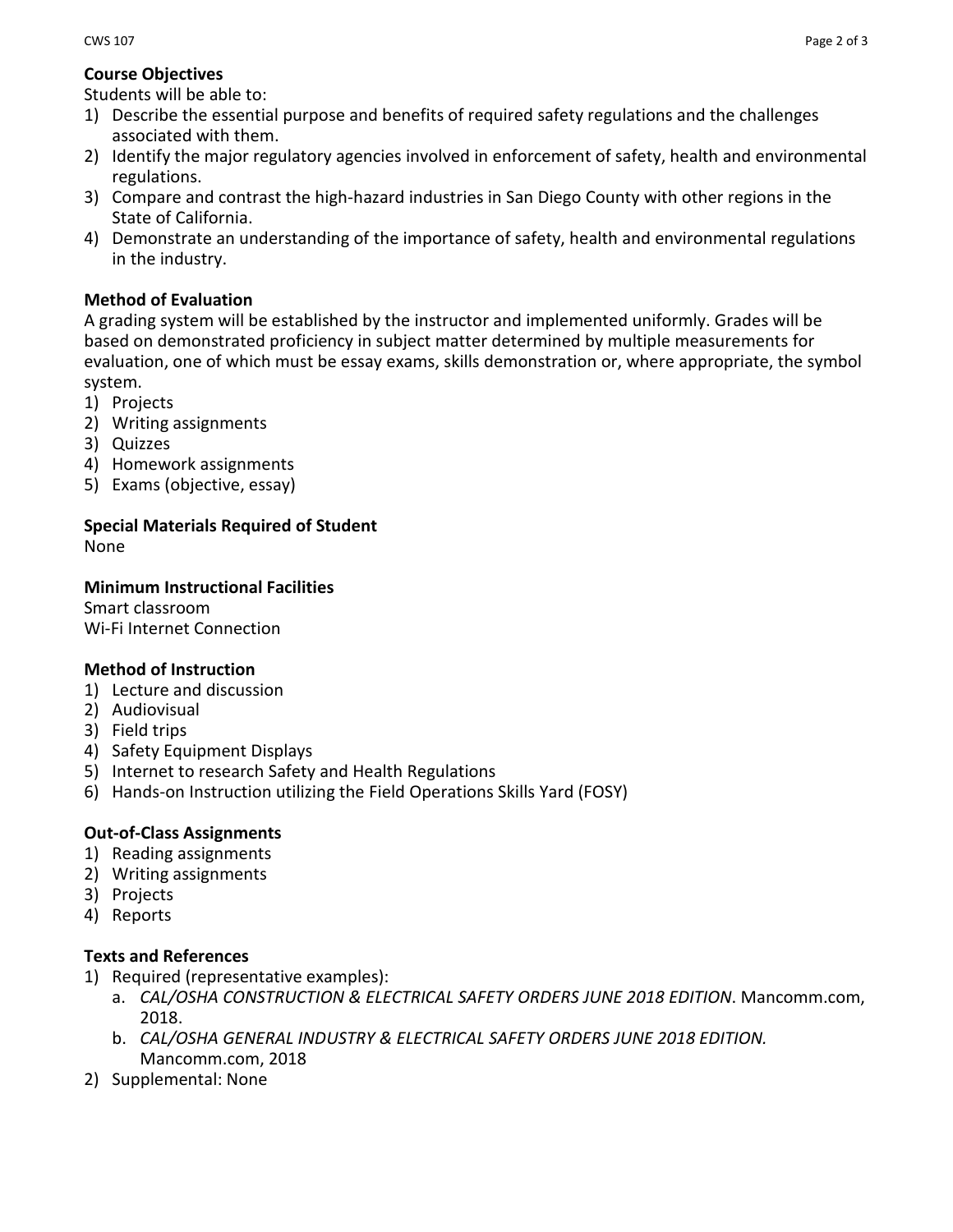**Course Objectives**

Students will be able to:

1) Describe the essential purpose and benefits of required safety regulations and the challenges associated with them.
2) Identify the major regulatory agencies involved in enforcement of safety, health and environmental regulations.
3) Compare and contrast the high-hazard industries in San Diego County with other regions in the State of California.
4) Demonstrate an understanding of the importance of safety, health and environmental regulations in the industry.

**Method of Evaluation**

A grading system will be established by the instructor and implemented uniformly. Grades will be based on demonstrated proficiency in subject matter determined by multiple measurements for evaluation, one of which must be essay exams, skills demonstration or, where appropriate, the symbol system.

1) Projects
2) Writing assignments
3) Quizzes
4) Homework assignments
5) Exams (objective, essay)

**Special Materials Required of Student**

None

**Minimum Instructional Facilities**

Smart classroom
Wi-Fi Internet Connection

**Method of Instruction**

1) Lecture and discussion
2) Audiovisual
3) Field trips
4) Safety Equipment Displays
5) Internet to research Safety and Health Regulations
6) Hands-on Instruction utilizing the Field Operations Skills Yard (FOSY)

**Out-of-Class Assignments**

1) Reading assignments
2) Writing assignments
3) Projects
4) Reports

**Texts and References**

1) Required (representative examples):
   a. *CAL/OSHA CONSTRUCTION & ELECTRICAL SAFETY ORDERS JUNE 2018 EDITION*. Mancomm.com, 2018.
   b. *CAL/OSHA GENERAL INDUSTRY & ELECTRICAL SAFETY ORDERS JUNE 2018 EDITION.* Mancomm.com, 2018
2) Supplemental: None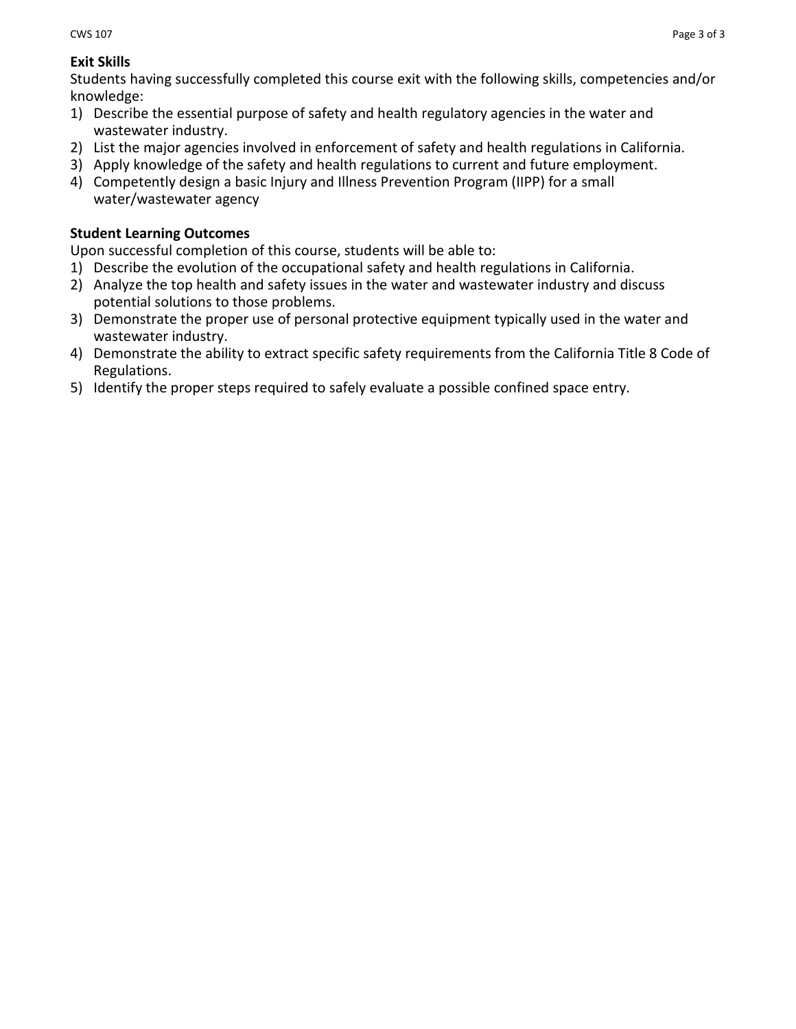**Exit Skills**

Students having successfully completed this course exit with the following skills, competencies and/or knowledge:

1) Describe the essential purpose of safety and health regulatory agencies in the water and wastewater industry.
2) List the major agencies involved in enforcement of safety and health regulations in California.
3) Apply knowledge of the safety and health regulations to current and future employment.
4) Competently design a basic Injury and Illness Prevention Program (IIPP) for a small water/wastewater agency

**Student Learning Outcomes**

Upon successful completion of this course, students will be able to:

1) Describe the evolution of the occupational safety and health regulations in California.
2) Analyze the top health and safety issues in the water and wastewater industry and discuss potential solutions to those problems.
3) Demonstrate the proper use of personal protective equipment typically used in the water and wastewater industry.
4) Demonstrate the ability to extract specific safety requirements from the California Title 8 Code of Regulations.
5) Identify the proper steps required to safely evaluate a possible confined space entry.